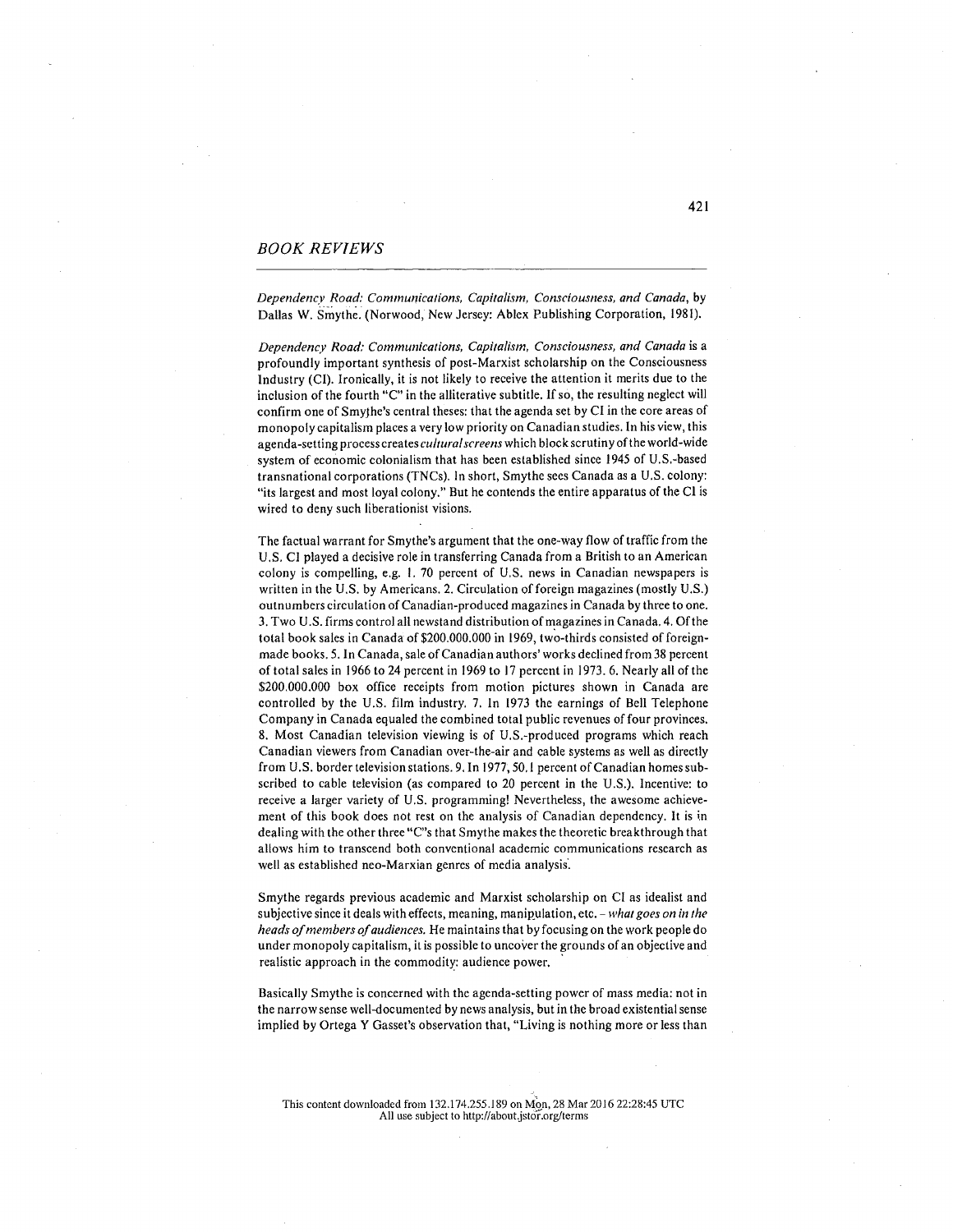## BOOK REVIEWS

*Dependency Road: Communications, Capitalism, Consciousness, and Canada*, by Dallas W. Smythe. (Norwood, New Jersey: Ablex Publishing Corporation, 1981).

*Dependency Road: Communications, Capitalism, Consciousness, and Canada* is a profoundly important synthesis of post-Marxist scholarship on the Consciousness Industry (CI). Ironically, it is not likely to receive the attention it merits due to the inclusion of the fourth "C" in the alliterative subtitle. If so, the resulting neglect will confirm one of Smythe's central theses: that the agenda set by CI in the core areas of monopoly capitalism places a very low priority on Canadian studies. In his view, this agenda-setting process creates *cultural screens* which block scrutiny of the world-wide system of economic colonialism that has been established since 1945 of U.S.-based transnational corporations (TNCs). In short, Smythe sees Canada as a U.S. colony: "its largest and most loyal colony." But he contends the entire apparatus of the CI is wired to deny such liberationist visions.

The factual warrant for Smythe's argument that the one-way flow of traffic from the U.S. CI played a decisive role in transferring Canada from a British to an American colony is compelling, e.g. 1. 70 percent of U.S. news in Canadian newspapers is written in the U.S. by Americans. 2. Circulation of foreign magazines (mostly U.S.) outnumbers circulation of Canadian-produced magazines in Canada by three to one. 3. Two U.S. firms control all newstand distribution of magazines in Canada. 4. Of the total book sales in Canada of $200.000.000 in 1969, two-thirds consisted of foreign-made books. 5. In Canada, sale of Canadian authors' works declined from 38 percent of total sales in 1966 to 24 percent in 1969 to 17 percent in 1973. 6. Nearly all of the $200.000.000 box office receipts from motion pictures shown in Canada are controlled by the U.S. film industry. 7. In 1973 the earnings of Bell Telephone Company in Canada equaled the combined total public revenues of four provinces. 8. Most Canadian television viewing is of U.S.-produced programs which reach Canadian viewers from Canadian over-the-air and cable systems as well as directly from U.S. border television stations. 9. In 1977, 50.1 percent of Canadian homes subscribed to cable television (as compared to 20 percent in the U.S.). Incentive: to receive a larger variety of U.S. programming! Nevertheless, the awesome achievement of this book does not rest on the analysis of Canadian dependency. It is in dealing with the other three "C"s that Smythe makes the theoretic breakthrough that allows him to transcend both conventional academic communications research as well as established neo-Marxian genres of media analysis.

Smythe regards previous academic and Marxist scholarship on CI as idealist and subjective since it deals with effects, meaning, manipulation, etc. – *what goes on in the heads of members of audiences.* He maintains that by focusing on the work people do under monopoly capitalism, it is possible to uncover the grounds of an objective and realistic approach in the commodity: audience power.

Basically Smythe is concerned with the agenda-setting power of mass media: not in the narrow sense well-documented by news analysis, but in the broad existential sense implied by Ortega Y Gasset's observation that, "Living is nothing more or less than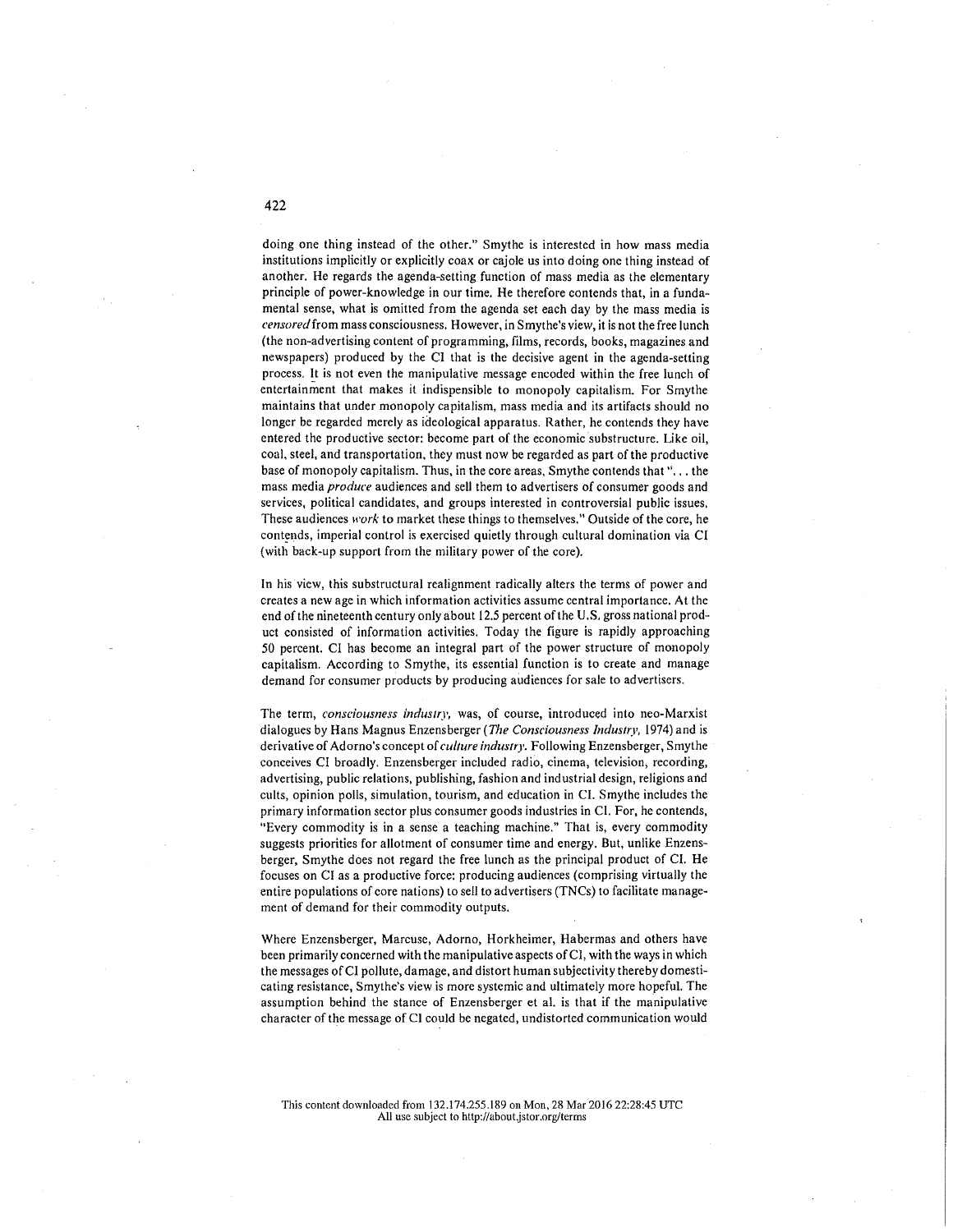doing one thing instead of the other." Smythe is interested in how mass media institutions implicitly or explicitly coax or cajole us into doing one thing instead of another. He regards the agenda-setting function of mass media as the elementary principle of power-knowledge in our time. He therefore contends that, in a fundamental sense, what is omitted from the agenda set each day by the mass media is *censored* from mass consciousness. However, in Smythe's view, it is not the free lunch (the non-advertising content of programming, films, records, books, magazines and newspapers) produced by the CI that is the decisive agent in the agenda-setting process. It is not even the manipulative message encoded within the free lunch of entertainment that makes it indispensible to monopoly capitalism. For Smythe maintains that under monopoly capitalism, mass media and its artifacts should no longer be regarded merely as ideological apparatus. Rather, he contends they have entered the productive sector: become part of the economic substructure. Like oil, coal, steel, and transportation, they must now be regarded as part of the productive base of monopoly capitalism. Thus, in the core areas, Smythe contends that ". . . the mass media *produce* audiences and sell them to advertisers of consumer goods and services, political candidates, and groups interested in controversial public issues. These audiences *work* to market these things to themselves." Outside of the core, he contends, imperial control is exercised quietly through cultural domination via CI (with back-up support from the military power of the core).

In his view, this substructural realignment radically alters the terms of power and creates a new age in which information activities assume central importance. At the end of the nineteenth century only about 12.5 percent of the U.S. gross national product consisted of information activities. Today the figure is rapidly approaching 50 percent. CI has become an integral part of the power structure of monopoly capitalism. According to Smythe, its essential function is to create and manage demand for consumer products by producing audiences for sale to advertisers.

The term, *consciousness industry*, was, of course, introduced into neo-Marxist dialogues by Hans Magnus Enzensberger (*The Consciousness Industry*, 1974) and is derivative of Adorno's concept of *culture industry*. Following Enzensberger, Smythe conceives CI broadly. Enzensberger included radio, cinema, television, recording, advertising, public relations, publishing, fashion and industrial design, religions and cults, opinion polls, simulation, tourism, and education in CI. Smythe includes the primary information sector plus consumer goods industries in CI. For, he contends, "Every commodity is in a sense a teaching machine." That is, every commodity suggests priorities for allotment of consumer time and energy. But, unlike Enzensberger, Smythe does not regard the free lunch as the principal product of CI. He focuses on CI as a productive force: producing audiences (comprising virtually the entire populations of core nations) to sell to advertisers (TNCs) to facilitate management of demand for their commodity outputs.

Where Enzensberger, Marcuse, Adorno, Horkheimer, Habermas and others have been primarily concerned with the manipulative aspects of CI, with the ways in which the messages of CI pollute, damage, and distort human subjectivity thereby domesticating resistance, Smythe's view is more systemic and ultimately more hopeful. The assumption behind the stance of Enzensberger et al. is that if the manipulative character of the message of CI could be negated, undistorted communication would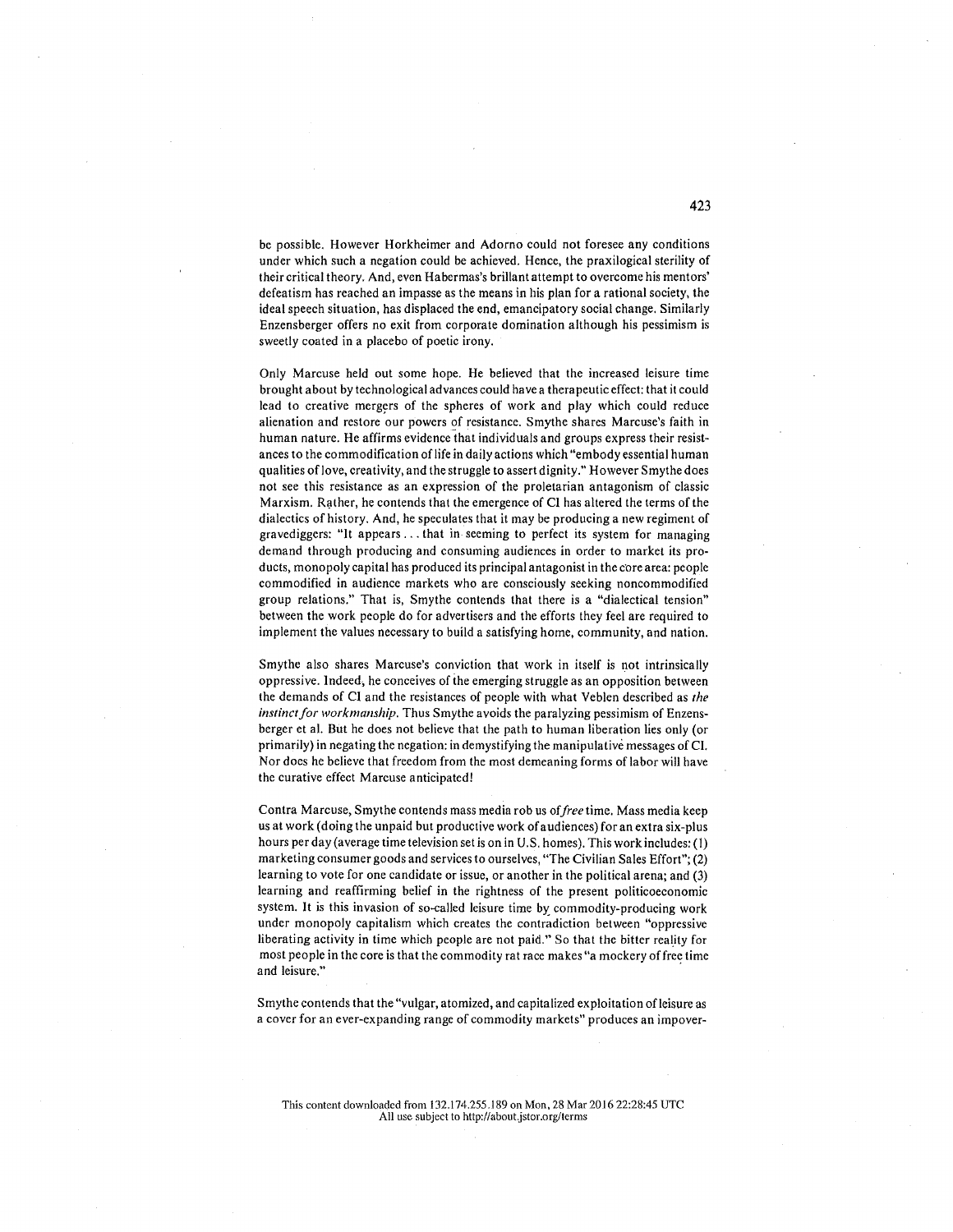be possible. However Horkheimer and Adorno could not foresee any conditions under which such a negation could be achieved. Hence, the praxilogical sterility of their critical theory. And, even Habermas's brillant attempt to overcome his mentors' defeatism has reached an impasse as the means in his plan for a rational society, the ideal speech situation, has displaced the end, emancipatory social change. Similarly Enzensberger offers no exit from corporate domination although his pessimism is sweetly coated in a placebo of poetic irony.

Only Marcuse held out some hope. He believed that the increased leisure time brought about by technological advances could have a therapeutic effect: that it could lead to creative mergers of the spheres of work and play which could reduce alienation and restore our powers of resistance. Smythe shares Marcuse's faith in human nature. He affirms evidence that individuals and groups express their resistances to the commodification of life in daily actions which "embody essential human qualities of love, creativity, and the struggle to assert dignity." However Smythe does not see this resistance as an expression of the proletarian antagonism of classic Marxism. Rather, he contends that the emergence of CI has altered the terms of the dialectics of history. And, he speculates that it may be producing a new regiment of gravediggers: "It appears . . . that in seeming to perfect its system for managing demand through producing and consuming audiences in order to market its products, monopoly capital has produced its principal antagonist in the core area: people commodified in audience markets who are consciously seeking noncommodified group relations." That is, Smythe contends that there is a "dialectical tension" between the work people do for advertisers and the efforts they feel are required to implement the values necessary to build a satisfying home, community, and nation.

Smythe also shares Marcuse's conviction that work in itself is not intrinsically oppressive. Indeed, he conceives of the emerging struggle as an opposition between the demands of CI and the resistances of people with what Veblen described as *the instinct for workmanship*. Thus Smythe avoids the paralyzing pessimism of Enzensberger et al. But he does not believe that the path to human liberation lies only (or primarily) in negating the negation: in demystifying the manipulative messages of CI. Nor does he believe that freedom from the most demeaning forms of labor will have the curative effect Marcuse anticipated!

Contra Marcuse, Smythe contends mass media rob us of *free* time. Mass media keep us at work (doing the unpaid but productive work of audiences) for an extra six-plus hours per day (average time television set is on in U.S. homes). This work includes: (1) marketing consumer goods and services to ourselves, "The Civilian Sales Effort"; (2) learning to vote for one candidate or issue, or another in the political arena; and (3) learning and reaffirming belief in the rightness of the present politicoeconomic system. It is this invasion of so-called leisure time by commodity-producing work under monopoly capitalism which creates the contradiction between "oppressive liberating activity in time which people are not paid." So that the bitter reality for most people in the core is that the commodity rat race makes "a mockery of free time and leisure."

Smythe contends that the "vulgar, atomized, and capitalized exploitation of leisure as a cover for an ever-expanding range of commodity markets" produces an impover-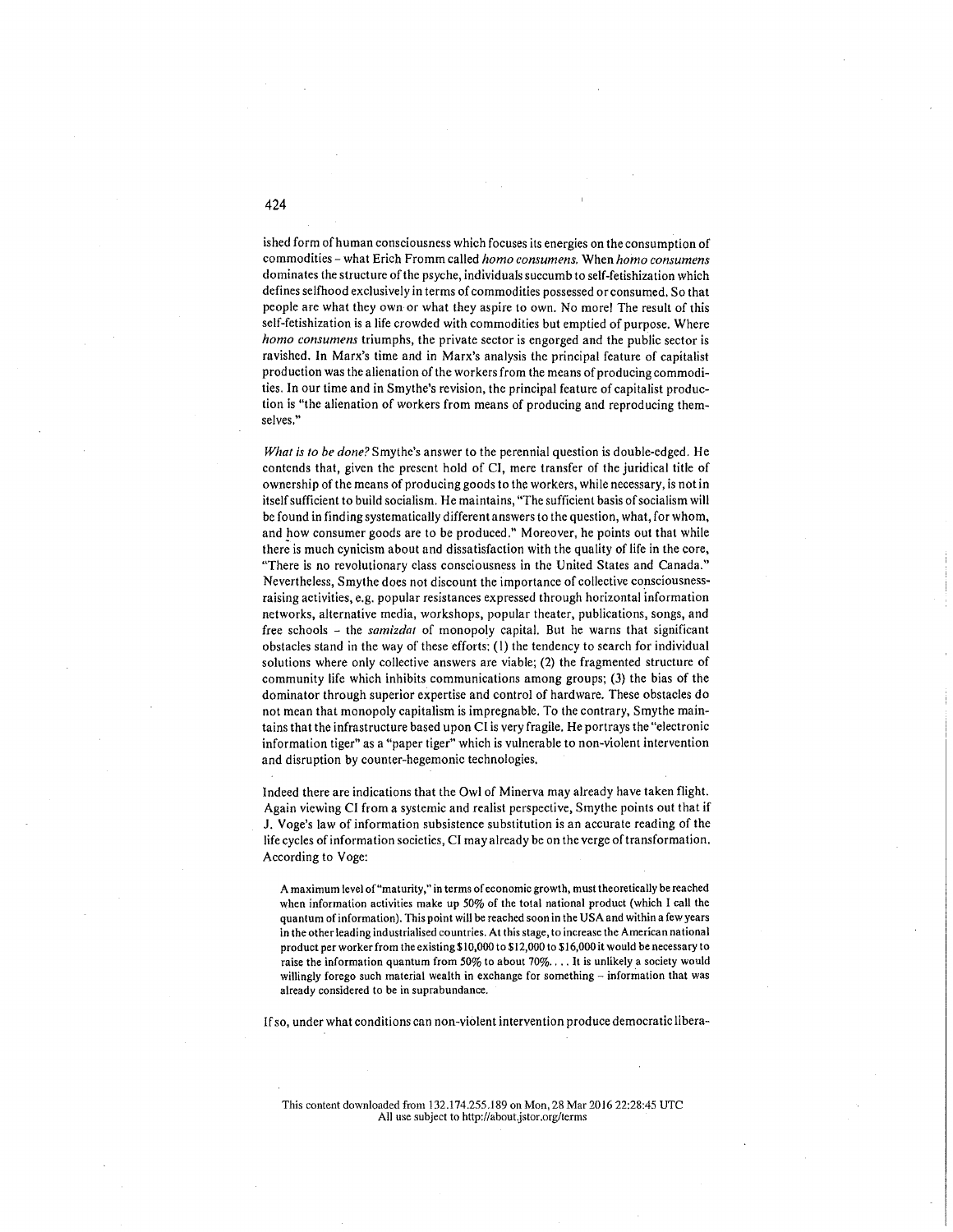ished form of human consciousness which focuses its energies on the consumption of commodities – what Erich Fromm called *homo consumens*. When *homo consumens* dominates the structure of the psyche, individuals succumb to self-fetishization which defines selfhood exclusively in terms of commodities possessed or consumed. So that people are what they own or what they aspire to own. No more! The result of this self-fetishization is a life crowded with commodities but emptied of purpose. Where *homo consumens* triumphs, the private sector is engorged and the public sector is ravished. In Marx's time and in Marx's analysis the principal feature of capitalist production was the alienation of the workers from the means of producing commodities. In our time and in Smythe's revision, the principal feature of capitalist production is "the alienation of workers from means of producing and reproducing themselves."

*What is to be done?* Smythe's answer to the perennial question is double-edged. He contends that, given the present hold of CI, mere transfer of the juridical title of ownership of the means of producing goods to the workers, while necessary, is not in itself sufficient to build socialism. He maintains, "The sufficient basis of socialism will be found in finding systematically different answers to the question, what, for whom, and how consumer goods are to be produced." Moreover, he points out that while there is much cynicism about and dissatisfaction with the quality of life in the core, "There is no revolutionary class consciousness in the United States and Canada." Nevertheless, Smythe does not discount the importance of collective consciousness-raising activities, e.g. popular resistances expressed through horizontal information networks, alternative media, workshops, popular theater, publications, songs, and free schools – the *samizdat* of monopoly capital. But he warns that significant obstacles stand in the way of these efforts: (1) the tendency to search for individual solutions where only collective answers are viable; (2) the fragmented structure of community life which inhibits communications among groups; (3) the bias of the dominator through superior expertise and control of hardware. These obstacles do not mean that monopoly capitalism is impregnable. To the contrary, Smythe maintains that the infrastructure based upon CI is very fragile. He portrays the "electronic information tiger" as a "paper tiger" which is vulnerable to non-violent intervention and disruption by counter-hegemonic technologies.

Indeed there are indications that the Owl of Minerva may already have taken flight. Again viewing CI from a systemic and realist perspective, Smythe points out that if J. Voge's law of information subsistence substitution is an accurate reading of the life cycles of information societies, CI may already be on the verge of transformation. According to Voge:

> A maximum level of "maturity," in terms of economic growth, must theoretically be reached when information activities make up 50% of the total national product (which I call the quantum of information). This point will be reached soon in the USA and within a few years in the other leading industrialised countries. At this stage, to increase the American national product per worker from the existing $10,000 to $12,000 to $16,000 it would be necessary to raise the information quantum from 50% to about 70%. . . . It is unlikely a society would willingly forego such material wealth in exchange for something – information that was already considered to be in suprabundance.

If so, under what conditions can non-violent intervention produce democratic libera-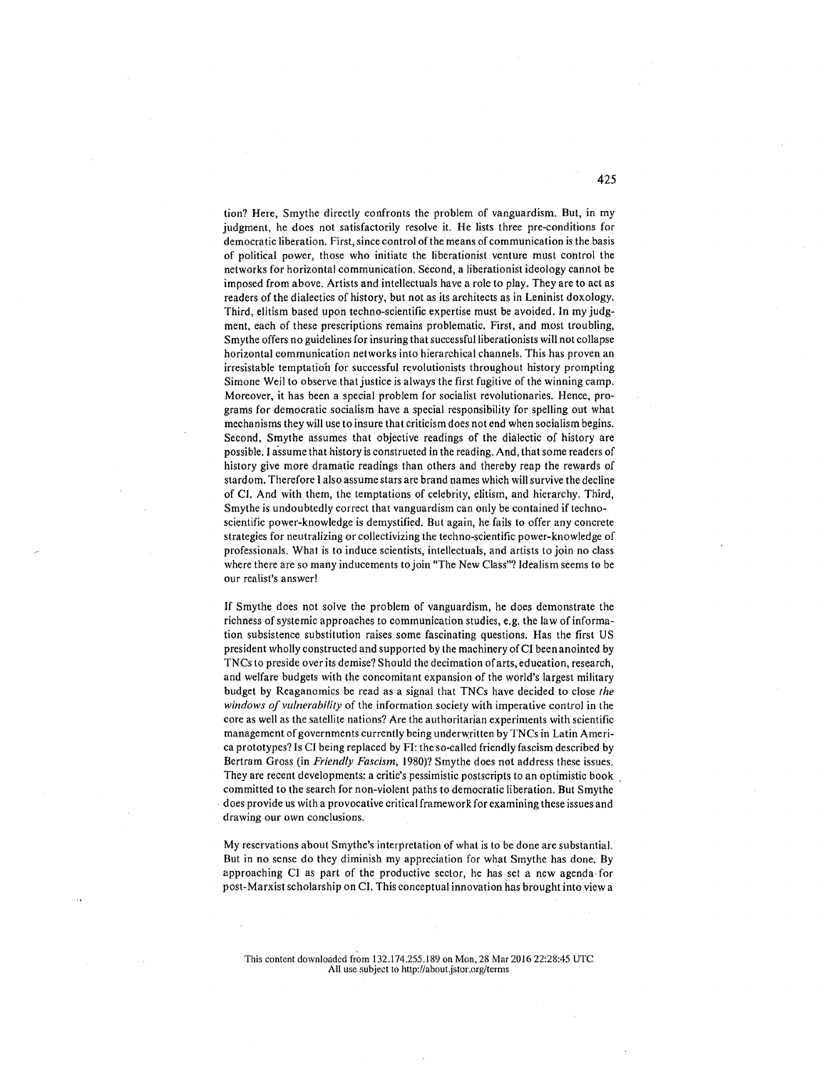tion? Here, Smythe directly confronts the problem of vanguardism. But, in my judgment, he does not satisfactorily resolve it. He lists three pre-conditions for democratic liberation. First, since control of the means of communication is the basis of political power, those who initiate the liberationist venture must control the networks for horizontal communication. Second, a liberationist ideology cannot be imposed from above. Artists and intellectuals have a role to play. They are to act as readers of the dialectics of history, but not as its architects as in Leninist doxology. Third, elitism based upon techno-scientific expertise must be avoided. In my judgment, each of these prescriptions remains problematic. First, and most troubling, Smythe offers no guidelines for insuring that successful liberationists will not collapse horizontal communication networks into hierarchical channels. This has proven an irresistable temptation for successful revolutionists throughout history prompting Simone Weil to observe that justice is always the first fugitive of the winning camp. Moreover, it has been a special problem for socialist revolutionaries. Hence, programs for democratic socialism have a special responsibility for spelling out what mechanisms they will use to insure that criticism does not end when socialism begins. Second, Smythe assumes that objective readings of the dialectic of history are possible. I assume that history is constructed in the reading. And, that some readers of history give more dramatic readings than others and thereby reap the rewards of stardom. Therefore I also assume stars are brand names which will survive the decline of CI. And with them, the temptations of celebrity, elitism, and hierarchy. Third, Smythe is undoubtedly correct that vanguardism can only be contained if techno-scientific power-knowledge is demystified. But again, he fails to offer any concrete strategies for neutralizing or collectivizing the techno-scientific power-knowledge of professionals. What is to induce scientists, intellectuals, and artists to join no class where there are so many inducements to join "The New Class"? Idealism seems to be our realist's answer!

If Smythe does not solve the problem of vanguardism, he does demonstrate the richness of systemic approaches to communication studies, e.g. the law of information subsistence substitution raises some fascinating questions. Has the first US president wholly constructed and supported by the machinery of CI been anointed by TNCs to preside over its demise? Should the decimation of arts, education, research, and welfare budgets with the concomitant expansion of the world's largest military budget by Reaganomics be read as a signal that TNCs have decided to close *the windows of vulnerability* of the information society with imperative control in the core as well as the satellite nations? Are the authoritarian experiments with scientific management of governments currently being underwritten by TNCs in Latin America prototypes? Is CI being replaced by FI: the so-called friendly fascism described by Bertram Gross (in *Friendly Fascism*, 1980)? Smythe does not address these issues. They are recent developments: a critic's pessimistic postscripts to an optimistic book committed to the search for non-violent paths to democratic liberation. But Smythe does provide us with a provocative critical framework for examining these issues and drawing our own conclusions.

My reservations about Smythe's interpretation of what is to be done are substantial. But in no sense do they diminish my appreciation for what Smythe has done. By approaching CI as part of the productive sector, he has set a new agenda for post-Marxist scholarship on CI. This conceptual innovation has brought into view a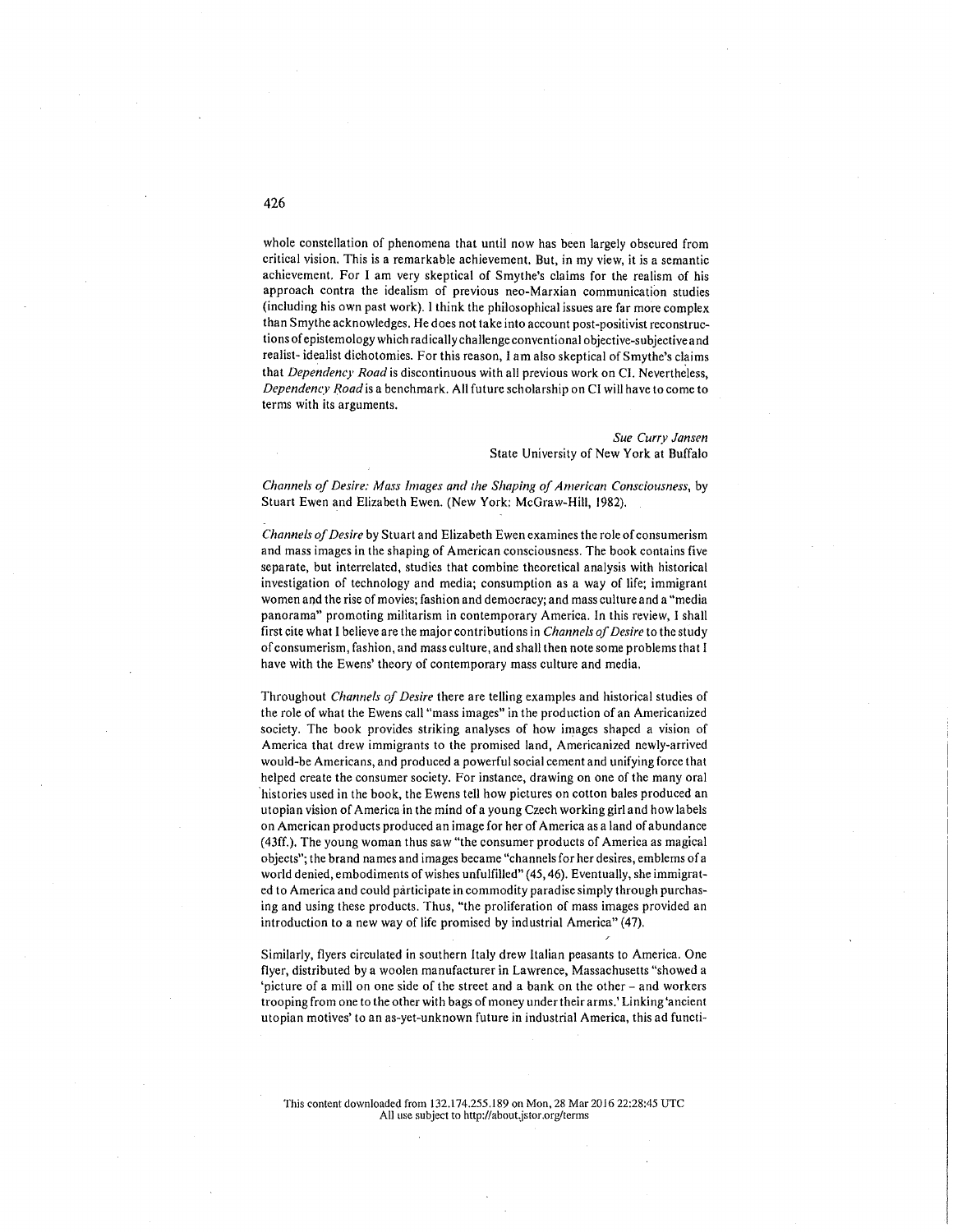whole constellation of phenomena that until now has been largely obscured from critical vision. This is a remarkable achievement. But, in my view, it is a semantic achievement. For I am very skeptical of Smythe's claims for the realism of his approach contra the idealism of previous neo-Marxian communication studies (including his own past work). I think the philosophical issues are far more complex than Smythe acknowledges. He does not take into account post-positivist reconstructions of epistemology which radically challenge conventional objective-subjective and realist- idealist dichotomies. For this reason, I am also skeptical of Smythe's claims that *Dependency Road* is discontinuous with all previous work on CI. Nevertheless, *Dependency Road* is a benchmark. All future scholarship on CI will have to come to terms with its arguments.

*Sue Curry Jansen*
State University of New York at Buffalo

*Channels of Desire: Mass Images and the Shaping of American Consciousness*, by Stuart Ewen and Elizabeth Ewen. (New York: McGraw-Hill, 1982).

*Channels of Desire* by Stuart and Elizabeth Ewen examines the role of consumerism and mass images in the shaping of American consciousness. The book contains five separate, but interrelated, studies that combine theoretical analysis with historical investigation of technology and media; consumption as a way of life; immigrant women and the rise of movies; fashion and democracy; and mass culture and a "media panorama" promoting militarism in contemporary America. In this review, I shall first cite what I believe are the major contributions in *Channels of Desire* to the study of consumerism, fashion, and mass culture, and shall then note some problems that I have with the Ewens' theory of contemporary mass culture and media.

Throughout *Channels of Desire* there are telling examples and historical studies of the role of what the Ewens call "mass images" in the production of an Americanized society. The book provides striking analyses of how images shaped a vision of America that drew immigrants to the promised land, Americanized newly-arrived would-be Americans, and produced a powerful social cement and unifying force that helped create the consumer society. For instance, drawing on one of the many oral histories used in the book, the Ewens tell how pictures on cotton bales produced an utopian vision of America in the mind of a young Czech working girl and how labels on American products produced an image for her of America as a land of abundance (43ff.). The young woman thus saw "the consumer products of America as magical objects"; the brand names and images became "channels for her desires, emblems of a world denied, embodiments of wishes unfulfilled" (45, 46). Eventually, she immigrated to America and could participate in commodity paradise simply through purchasing and using these products. Thus, "the proliferation of mass images provided an introduction to a new way of life promised by industrial America" (47).

Similarly, flyers circulated in southern Italy drew Italian peasants to America. One flyer, distributed by a woolen manufacturer in Lawrence, Massachusetts "showed a 'picture of a mill on one side of the street and a bank on the other – and workers trooping from one to the other with bags of money under their arms.' Linking 'ancient utopian motives' to an as-yet-unknown future in industrial America, this ad functi-